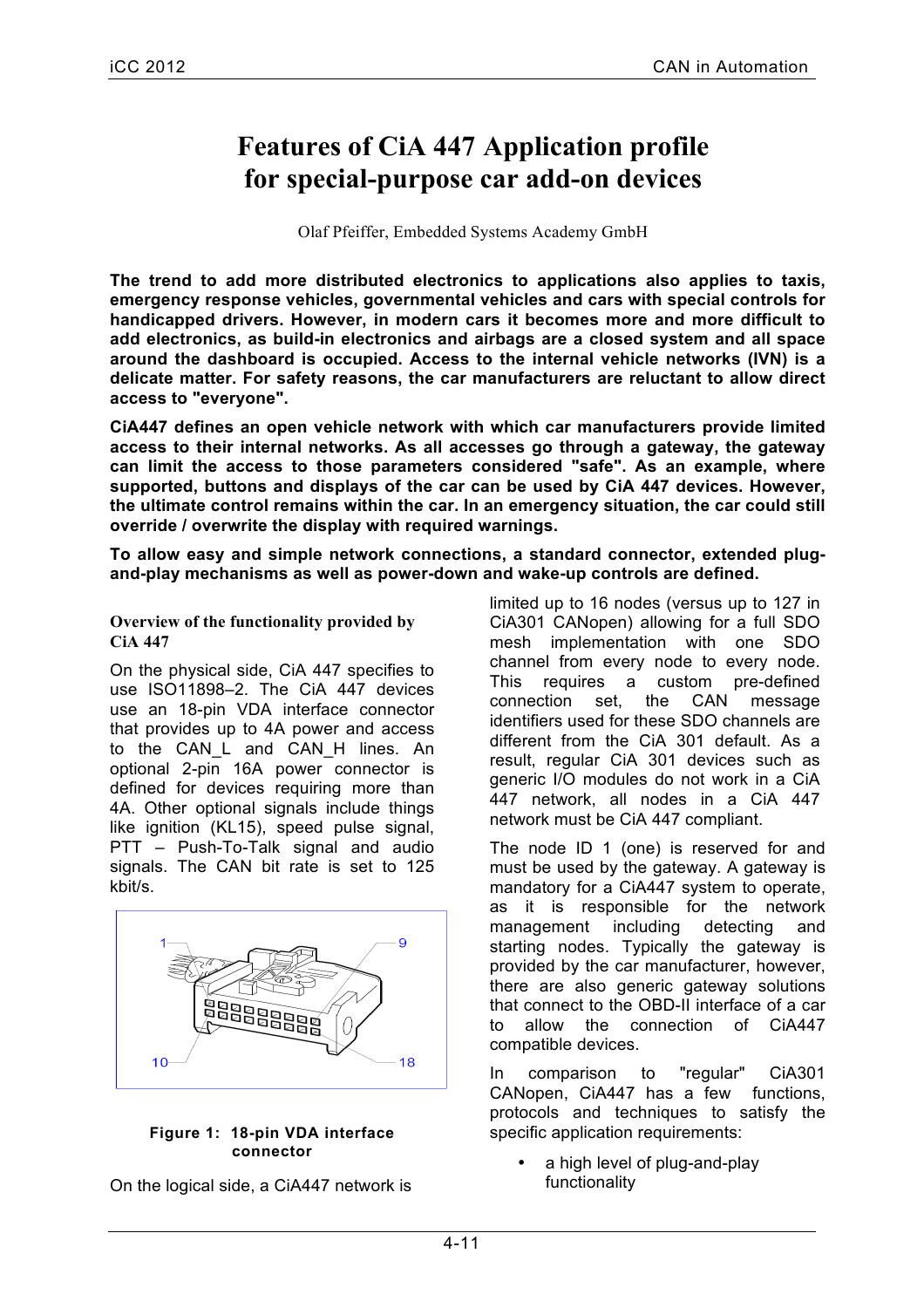# Features of CiA 447 Application profile for special-purpose car add-on devices

Olaf Pfeiffer, Embedded Systems Academy GmbH

**The trend to add more distributed electronics to applications also applies to taxis, emergency response vehicles, governmental vehicles and cars with special controls for handicapped drivers. However, in modern cars it becomes more and more difficult to add electronics, as build-in electronics and airbags are a closed system and all space around the dashboard is occupied. Access to the internal vehicle networks (IVN) is a delicate matter. For safety reasons, the car manufacturers are reluctant to allow direct access to "everyone".**

**CiA447 defines an open vehicle network with which car manufacturers provide limited access to their internal networks. As all accesses go through a gateway, the gateway can limit the access to those parameters considered "safe". As an example, where supported, buttons and displays of the car can be used by CiA 447 devices. However, the ultimate control remains within the car. In an emergency situation, the car could still override / overwrite the display with required warnings.**

**To allow easy and simple network connections, a standard connector, extended plug-and-play mechanisms as well as power-down and wake-up controls are defined.**

### Overview of the functionality provided by CiA 447

On the physical side, CiA 447 specifies to use ISO11898–2. The CiA 447 devices use an 18-pin VDA interface connector that provides up to 4A power and access to the CAN_L and CAN_H lines. An optional 2-pin 16A power connector is defined for devices requiring more than 4A. Other optional signals include things like ignition (KL15), speed pulse signal, PTT – Push-To-Talk signal and audio signals. The CAN bit rate is set to 125 kbit/s.

**Figure 1: 18-pin VDA interface connector**

On the logical side, a CiA447 network is limited up to 16 nodes (versus up to 127 in CiA301 CANopen) allowing for a full SDO mesh implementation with one SDO channel from every node to every node. This requires a custom pre-defined connection set, the CAN message identifiers used for these SDO channels are different from the CiA 301 default. As a result, regular CiA 301 devices such as generic I/O modules do not work in a CiA 447 network, all nodes in a CiA 447 network must be CiA 447 compliant.

The node ID 1 (one) is reserved for and must be used by the gateway. A gateway is mandatory for a CiA447 system to operate, as it is responsible for the network management including detecting and starting nodes. Typically the gateway is provided by the car manufacturer, however, there are also generic gateway solutions that connect to the OBD-II interface of a car to allow the connection of CiA447 compatible devices.

In comparison to "regular" CiA301 CANopen, CiA447 has a few functions, protocols and techniques to satisfy the specific application requirements:

- a high level of plug-and-play functionality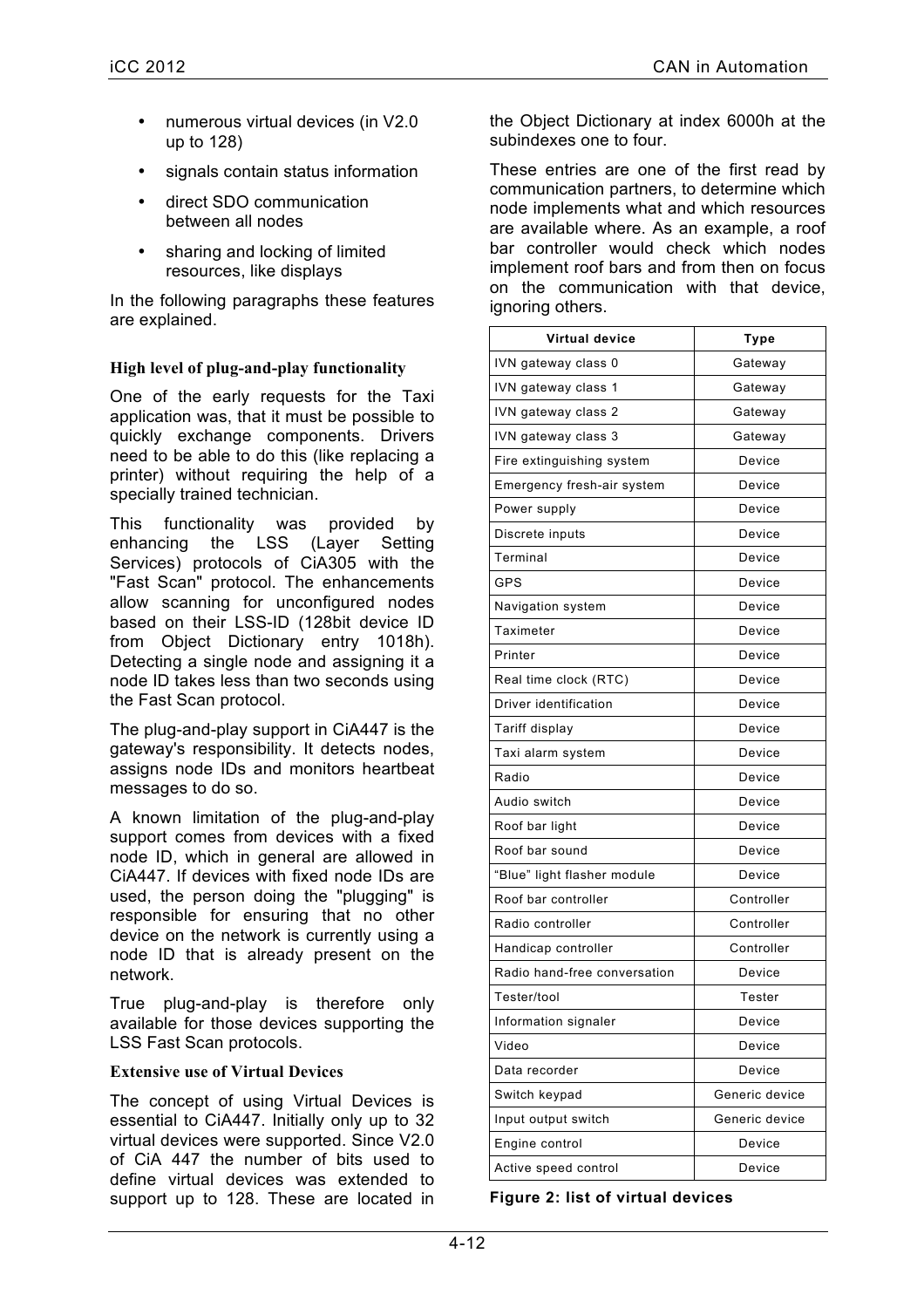- numerous virtual devices (in V2.0 up to 128)
- signals contain status information
- direct SDO communication between all nodes
- sharing and locking of limited resources, like displays

In the following paragraphs these features are explained.

### High level of plug-and-play functionality

One of the early requests for the Taxi application was, that it must be possible to quickly exchange components. Drivers need to be able to do this (like replacing a printer) without requiring the help of a specially trained technician.

This functionality was provided by enhancing the LSS (Layer Setting Services) protocols of CiA305 with the "Fast Scan" protocol. The enhancements allow scanning for unconfigured nodes based on their LSS-ID (128bit device ID from Object Dictionary entry 1018h). Detecting a single node and assigning it a node ID takes less than two seconds using the Fast Scan protocol.

The plug-and-play support in CiA447 is the gateway's responsibility. It detects nodes, assigns node IDs and monitors heartbeat messages to do so.

A known limitation of the plug-and-play support comes from devices with a fixed node ID, which in general are allowed in CiA447. If devices with fixed node IDs are used, the person doing the "plugging" is responsible for ensuring that no other device on the network is currently using a node ID that is already present on the network.

True plug-and-play is therefore only available for those devices supporting the LSS Fast Scan protocols.

### Extensive use of Virtual Devices

The concept of using Virtual Devices is essential to CiA447. Initially only up to 32 virtual devices were supported. Since V2.0 of CiA 447 the number of bits used to define virtual devices was extended to support up to 128. These are located in the Object Dictionary at index 6000h at the subindexes one to four.

These entries are one of the first read by communication partners, to determine which node implements what and which resources are available where. As an example, a roof bar controller would check which nodes implement roof bars and from then on focus on the communication with that device, ignoring others.

| Virtual device | Type |
|---|---|
| IVN gateway class 0 | Gateway |
| IVN gateway class 1 | Gateway |
| IVN gateway class 2 | Gateway |
| IVN gateway class 3 | Gateway |
| Fire extinguishing system | Device |
| Emergency fresh-air system | Device |
| Power supply | Device |
| Discrete inputs | Device |
| Terminal | Device |
| GPS | Device |
| Navigation system | Device |
| Taximeter | Device |
| Printer | Device |
| Real time clock (RTC) | Device |
| Driver identification | Device |
| Tariff display | Device |
| Taxi alarm system | Device |
| Radio | Device |
| Audio switch | Device |
| Roof bar light | Device |
| Roof bar sound | Device |
| "Blue" light flasher module | Device |
| Roof bar controller | Controller |
| Radio controller | Controller |
| Handicap controller | Controller |
| Radio hand-free conversation | Device |
| Tester/tool | Tester |
| Information signaler | Device |
| Video | Device |
| Data recorder | Device |
| Switch keypad | Generic device |
| Input output switch | Generic device |
| Engine control | Device |
| Active speed control | Device |

**Figure 2: list of virtual devices**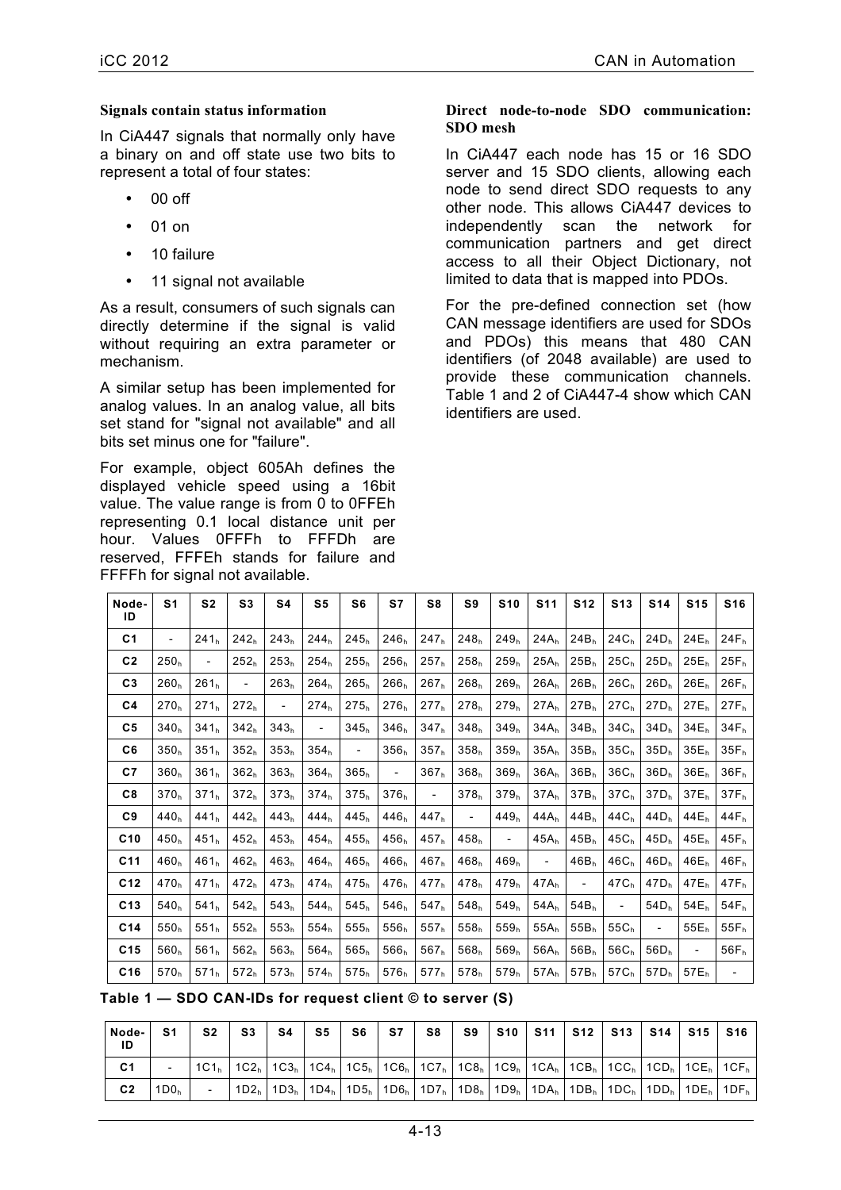**Signals contain status information**

In CiA447 signals that normally only have a binary on and off state use two bits to represent a total of four states:

- 00 off
- 01 on
- 10 failure
- 11 signal not available

As a result, consumers of such signals can directly determine if the signal is valid without requiring an extra parameter or mechanism.

A similar setup has been implemented for analog values. In an analog value, all bits set stand for "signal not available" and all bits set minus one for "failure".

For example, object 605Ah defines the displayed vehicle speed using a 16bit value. The value range is from 0 to 0FFEh representing 0.1 local distance unit per hour. Values 0FFFh to FFFDh are reserved, FFFEh stands for failure and FFFFh for signal not available.

**Direct node-to-node SDO communication: SDO mesh**

In CiA447 each node has 15 or 16 SDO server and 15 SDO clients, allowing each node to send direct SDO requests to any other node. This allows CiA447 devices to independently scan the network for communication partners and get direct access to all their Object Dictionary, not limited to data that is mapped into PDOs.

For the pre-defined connection set (how CAN message identifiers are used for SDOs and PDOs) this means that 480 CAN identifiers (of 2048 available) are used to provide these communication channels. Table 1 and 2 of CiA447-4 show which CAN identifiers are used.

| Node-ID | S1 | S2 | S3 | S4 | S5 | S6 | S7 | S8 | S9 | S10 | S11 | S12 | S13 | S14 | S15 | S16 |
|---|---|---|---|---|---|---|---|---|---|---|---|---|---|---|---|---|
| C1 | - | 241h | 242h | 243h | 244h | 245h | 246h | 247h | 248h | 249h | 24Ah | 24Bh | 24Ch | 24Dh | 24Eh | 24Fh |
| C2 | 250h | - | 252h | 253h | 254h | 255h | 256h | 257h | 258h | 259h | 25Ah | 25Bh | 25Ch | 25Dh | 25Eh | 25Fh |
| C3 | 260h | 261h | - | 263h | 264h | 265h | 266h | 267h | 268h | 269h | 26Ah | 26Bh | 26Ch | 26Dh | 26Eh | 26Fh |
| C4 | 270h | 271h | 272h | - | 274h | 275h | 276h | 277h | 278h | 279h | 27Ah | 27Bh | 27Ch | 27Dh | 27Eh | 27Fh |
| C5 | 340h | 341h | 342h | 343h | - | 345h | 346h | 347h | 348h | 349h | 34Ah | 34Bh | 34Ch | 34Dh | 34Eh | 34Fh |
| C6 | 350h | 351h | 352h | 353h | 354h | - | 356h | 357h | 358h | 359h | 35Ah | 35Bh | 35Ch | 35Dh | 35Eh | 35Fh |
| C7 | 360h | 361h | 362h | 363h | 364h | 365h | - | 367h | 368h | 369h | 36Ah | 36Bh | 36Ch | 36Dh | 36Eh | 36Fh |
| C8 | 370h | 371h | 372h | 373h | 374h | 375h | 376h | - | 378h | 379h | 37Ah | 37Bh | 37Ch | 37Dh | 37Eh | 37Fh |
| C9 | 440h | 441h | 442h | 443h | 444h | 445h | 446h | 447h | - | 449h | 44Ah | 44Bh | 44Ch | 44Dh | 44Eh | 44Fh |
| C10 | 450h | 451h | 452h | 453h | 454h | 455h | 456h | 457h | 458h | - | 45Ah | 45Bh | 45Ch | 45Dh | 45Eh | 45Fh |
| C11 | 460h | 461h | 462h | 463h | 464h | 465h | 466h | 467h | 468h | 469h | - | 46Bh | 46Ch | 46Dh | 46Eh | 46Fh |
| C12 | 470h | 471h | 472h | 473h | 474h | 475h | 476h | 477h | 478h | 479h | 47Ah | - | 47Ch | 47Dh | 47Eh | 47Fh |
| C13 | 540h | 541h | 542h | 543h | 544h | 545h | 546h | 547h | 548h | 549h | 54Ah | 54Bh | - | 54Dh | 54Eh | 54Fh |
| C14 | 550h | 551h | 552h | 553h | 554h | 555h | 556h | 557h | 558h | 559h | 55Ah | 55Bh | 55Ch | - | 55Eh | 55Fh |
| C15 | 560h | 561h | 562h | 563h | 564h | 565h | 566h | 567h | 568h | 569h | 56Ah | 56Bh | 56Ch | 56Dh | - | 56Fh |
| C16 | 570h | 571h | 572h | 573h | 574h | 575h | 576h | 577h | 578h | 579h | 57Ah | 57Bh | 57Ch | 57Dh | 57Eh | - |

**Table 1 — SDO CAN-IDs for request client © to server (S)**

| Node-ID | S1 | S2 | S3 | S4 | S5 | S6 | S7 | S8 | S9 | S10 | S11 | S12 | S13 | S14 | S15 | S16 |
|---|---|---|---|---|---|---|---|---|---|---|---|---|---|---|---|---|
| C1 | - | 1C1h | 1C2h | 1C3h | 1C4h | 1C5h | 1C6h | 1C7h | 1C8h | 1C9h | 1CAh | 1CBh | 1CCh | 1CDh | 1CEh | 1CFh |
| C2 | 1D0h | - | 1D2h | 1D3h | 1D4h | 1D5h | 1D6h | 1D7h | 1D8h | 1D9h | 1DAh | 1DBh | 1DCh | 1DDh | 1DEh | 1DFh |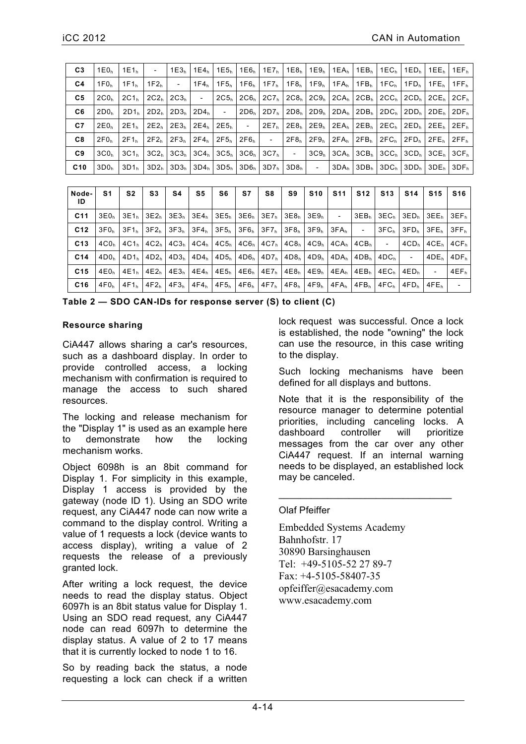| Node-ID | S1 | S2 | S3 | S4 | S5 | S6 | S7 | S8 | S9 | S10 | S11 | S12 | S13 | S14 | S15 | S16 |
|---|---|---|---|---|---|---|---|---|---|---|---|---|---|---|---|---|
| C3 | 1E0h | 1E1h | - | 1E3h | 1E4h | 1E5h | 1E6h | 1E7h | 1E8h | 1E9h | 1EAh | 1EBh | 1ECh | 1EDh | 1EEh | 1EFh |
| C4 | 1F0h | 1F1h | 1F2h | - | 1F4h | 1F5h | 1F6h | 1F7h | 1F8h | 1F9h | 1FAh | 1FBh | 1FCh | 1FDh | 1FEh | 1FFh |
| C5 | 2C0h | 2C1h | 2C2h | 2C3h | - | 2C5h | 2C6h | 2C7h | 2C8h | 2C9h | 2CAh | 2CBh | 2CCh | 2CDh | 2CEh | 2CFh |
| C6 | 2D0h | 2D1h | 2D2h | 2D3h | 2D4h | - | 2D6h | 2D7h | 2D8h | 2D9h | 2DAh | 2DBh | 2DCh | 2DDh | 2DEh | 2DFh |
| C7 | 2E0h | 2E1h | 2E2h | 2E3h | 2E4h | 2E5h | - | 2E7h | 2E8h | 2E9h | 2EAh | 2EBh | 2ECh | 2EDh | 2EEh | 2EFh |
| C8 | 2F0h | 2F1h | 2F2h | 2F3h | 2F4h | 2F5h | 2F6h | - | 2F8h | 2F9h | 2FAh | 2FBh | 2FCh | 2FDh | 2FEh | 2FFh |
| C9 | 3C0h | 3C1h | 3C2h | 3C3h | 3C4h | 3C5h | 3C6h | 3C7h | - | 3C9h | 3CAh | 3CBh | 3CCh | 3CDh | 3CEh | 3CFh |
| C10 | 3D0h | 3D1h | 3D2h | 3D3h | 3D4h | 3D5h | 3D6h | 3D7h | 3D8h | - | 3DAh | 3DBh | 3DCh | 3DDh | 3DEh | 3DFh |
| C11 | 3E0h | 3E1h | 3E2h | 3E3h | 3E4h | 3E5h | 3E6h | 3E7h | 3E8h | 3E9h | - | 3EBh | 3ECh | 3EDh | 3EEh | 3EFh |
| C12 | 3F0h | 3F1h | 3F2h | 3F3h | 3F4h | 3F5h | 3F6h | 3F7h | 3F8h | 3F9h | 3FAh | - | 3FCh | 3FDh | 3FEh | 3FFh |
| C13 | 4C0h | 4C1h | 4C2h | 4C3h | 4C4h | 4C5h | 4C6h | 4C7h | 4C8h | 4C9h | 4CAh | 4CBh | - | 4CDh | 4CEh | 4CFh |
| C14 | 4D0h | 4D1h | 4D2h | 4D3h | 4D4h | 4D5h | 4D6h | 4D7h | 4D8h | 4D9h | 4DAh | 4DBh | 4DCh | - | 4DEh | 4DFh |
| C15 | 4E0h | 4E1h | 4E2h | 4E3h | 4E4h | 4E5h | 4E6h | 4E7h | 4E8h | 4E9h | 4EAh | 4EBh | 4ECh | 4EDh | - | 4EFh |
| C16 | 4F0h | 4F1h | 4F2h | 4F3h | 4F4h | 4F5h | 4F6h | 4F7h | 4F8h | 4F9h | 4FAh | 4FBh | 4FCh | 4FDh | 4FEh | - |

**Table 2 — SDO CAN-IDs for response server (S) to client (C)**

#### Resource sharing

CiA447 allows sharing a car's resources, such as a dashboard display. In order to provide controlled access, a locking mechanism with confirmation is required to manage the access to such shared resources.

The locking and release mechanism for the "Display 1" is used as an example here to demonstrate how the locking mechanism works.

Object 6098h is an 8bit command for Display 1. For simplicity in this example, Display 1 access is provided by the gateway (node ID 1). Using an SDO write request, any CiA447 node can now write a command to the display control. Writing a value of 1 requests a lock (device wants to access display), writing a value of 2 requests the release of a previously granted lock.

After writing a lock request, the device needs to read the display status. Object 6097h is an 8bit status value for Display 1. Using an SDO read request, any CiA447 node can read 6097h to determine the display status. A value of 2 to 17 means that it is currently locked to node 1 to 16.

So by reading back the status, a node requesting a lock can check if a written lock request was successful. Once a lock is established, the node "owning" the lock can use the resource, in this case writing to the display.

Such locking mechanisms have been defined for all displays and buttons.

Note that it is the responsibility of the resource manager to determine potential priorities, including canceling locks. A dashboard controller will prioritize messages from the car over any other CiA447 request. If an internal warning needs to be displayed, an established lock may be canceled.

---

Olaf Pfeiffer

Embedded Systems Academy
Bahnhofstr. 17
30890 Barsinghausen
Tel: +49-5105-52 27 89-7
Fax: +4-5105-58407-35
opfeiffer@esacademy.com
www.esacademy.com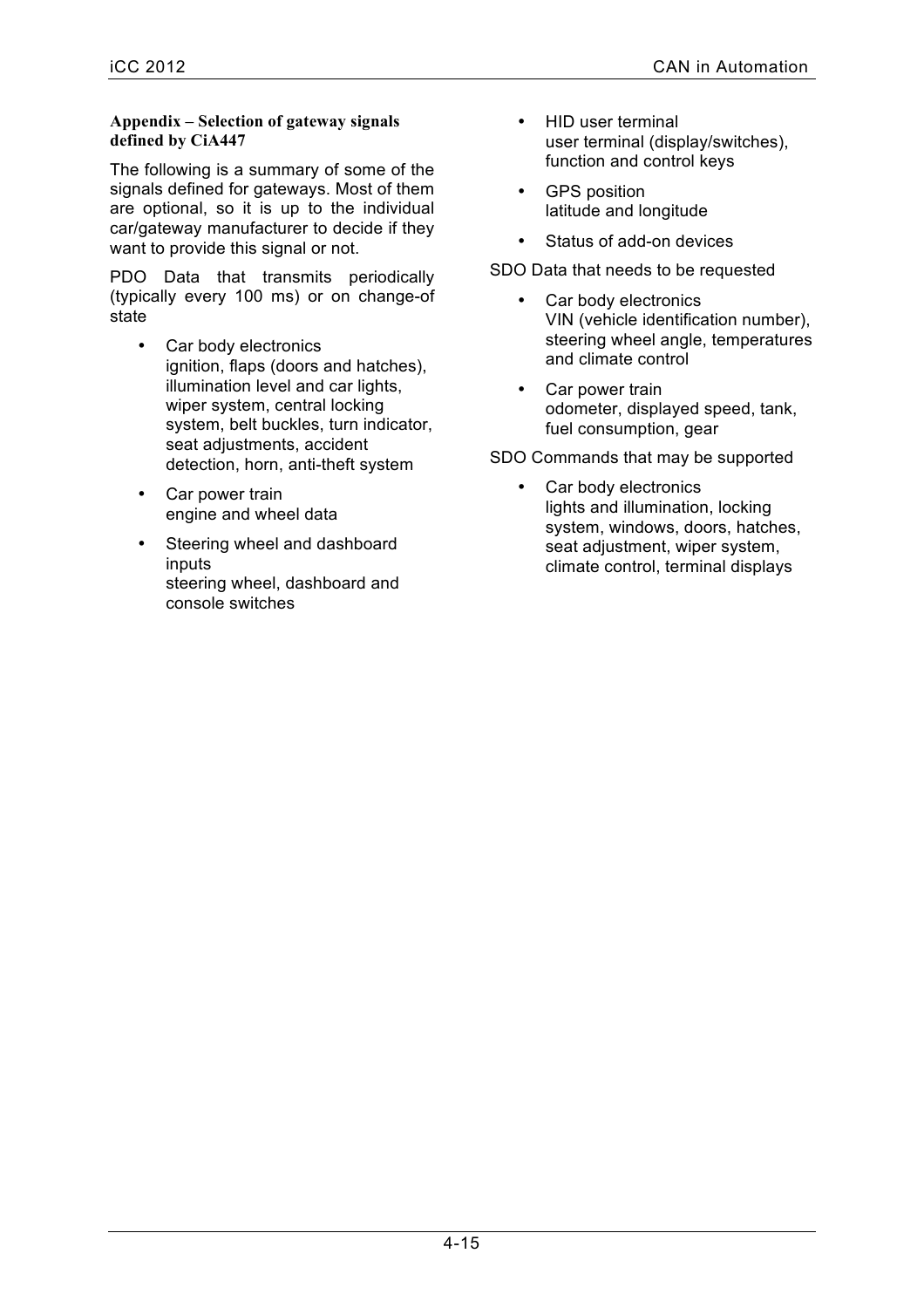**Appendix – Selection of gateway signals defined by CiA447**

The following is a summary of some of the signals defined for gateways. Most of them are optional, so it is up to the individual car/gateway manufacturer to decide if they want to provide this signal or not.

PDO Data that transmits periodically (typically every 100 ms) or on change-of state

- Car body electronics
  ignition, flaps (doors and hatches), illumination level and car lights, wiper system, central locking system, belt buckles, turn indicator, seat adjustments, accident detection, horn, anti-theft system
- Car power train
  engine and wheel data
- Steering wheel and dashboard inputs
  steering wheel, dashboard and console switches
- HID user terminal
  user terminal (display/switches), function and control keys
- GPS position
  latitude and longitude
- Status of add-on devices

SDO Data that needs to be requested

- Car body electronics
  VIN (vehicle identification number), steering wheel angle, temperatures and climate control
- Car power train
  odometer, displayed speed, tank, fuel consumption, gear

SDO Commands that may be supported

- Car body electronics
  lights and illumination, locking system, windows, doors, hatches, seat adjustment, wiper system, climate control, terminal displays